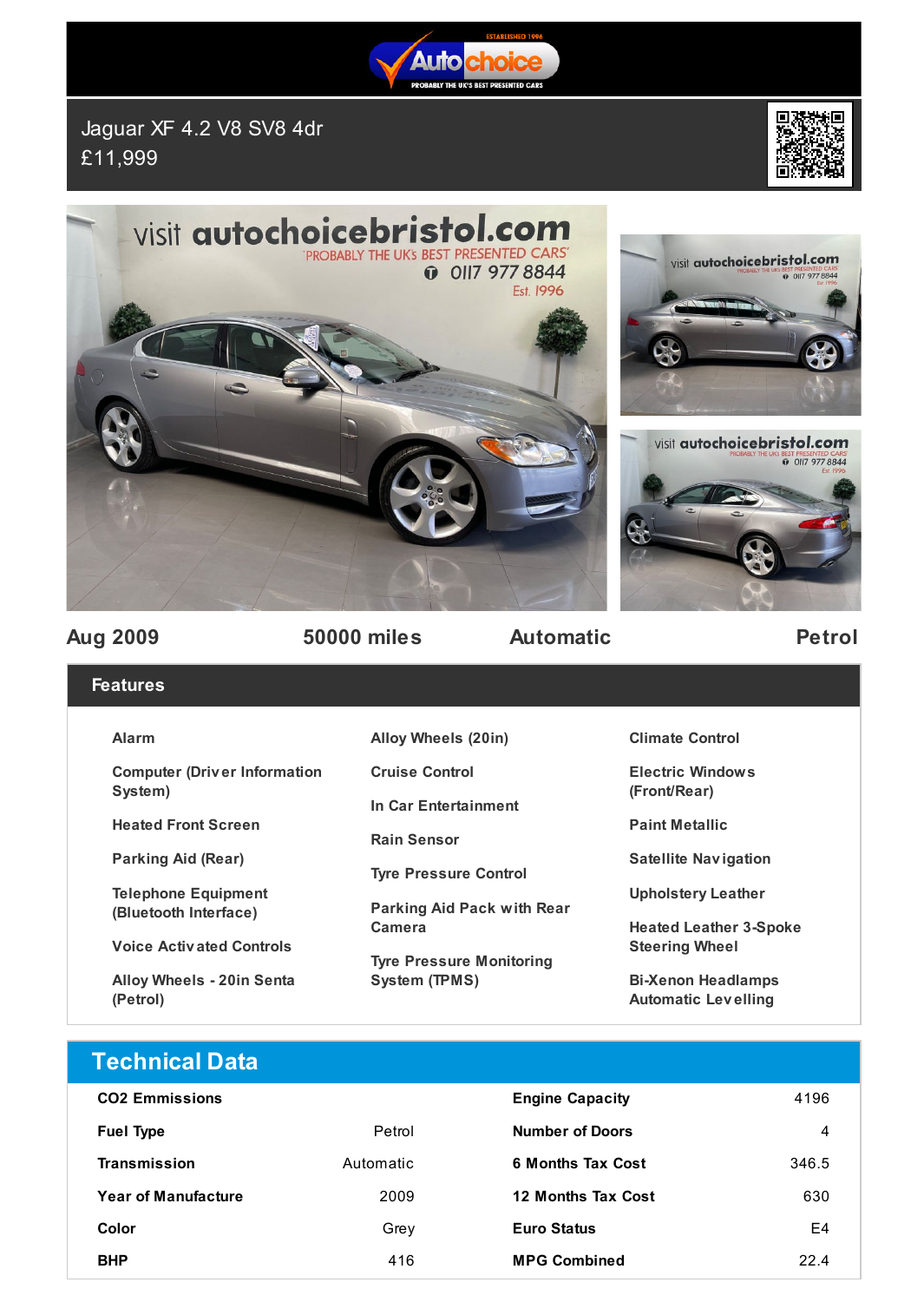# Jaguar XF 4.2 V8 SV8 4dr

£11,999

**Aug 2009** | **50000 miles** | **Automatic** | **Petrol**

## Features

- Alarm
- Computer (Driver Information System)
- Heated Front Screen
- Parking Aid (Rear)
- Telephone Equipment (Bluetooth Interface)
- Voice Activated Controls
- Alloy Wheels - 20in Senta (Petrol)
- Alloy Wheels (20in)
- Cruise Control
- In Car Entertainment
- Rain Sensor
- Tyre Pressure Control
- Parking Aid Pack with Rear Camera
- Tyre Pressure Monitoring System (TPMS)
- Climate Control
- Electric Windows (Front/Rear)
- Paint Metallic
- Satellite Navigation
- Upholstery Leather
- Heated Leather 3-Spoke Steering Wheel
- Bi-Xenon Headlamps Automatic Levelling

## Technical Data

| | | | |
|---|---|---|---|
| **CO2 Emmissions** | | **Engine Capacity** | 4196 |
| **Fuel Type** | Petrol | **Number of Doors** | 4 |
| **Transmission** | Automatic | **6 Months Tax Cost** | 346.5 |
| **Year of Manufacture** | 2009 | **12 Months Tax Cost** | 630 |
| **Color** | Grey | **Euro Status** | E4 |
| **BHP** | 416 | **MPG Combined** | 22.4 |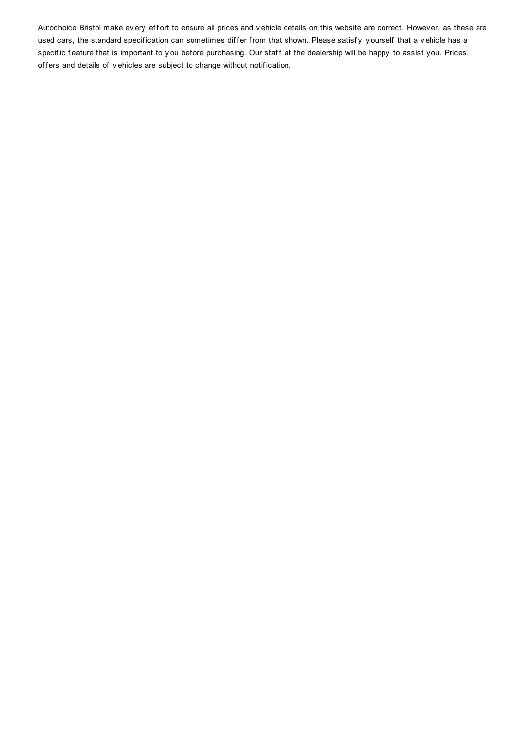Autochoice Bristol make every effort to ensure all prices and vehicle details on this website are correct. However, as these are used cars, the standard specification can sometimes differ from that shown. Please satisfy yourself that a vehicle has a specific feature that is important to you before purchasing. Our staff at the dealership will be happy to assist you. Prices, offers and details of vehicles are subject to change without notification.